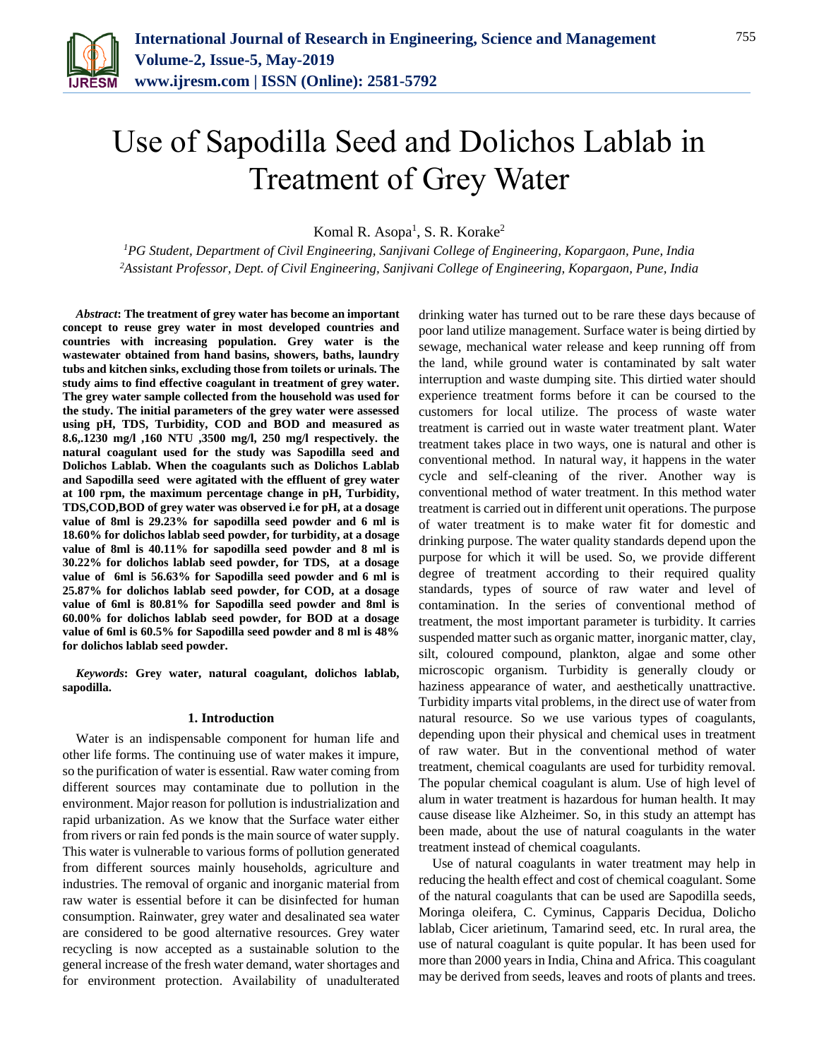# Use of Sapodilla Seed and Dolichos Lablab in Treatment of Grey Water

Komal R. Asopa[1], S. R. Korake[2]

[1]*PG Student, Department of Civil Engineering, Sanjivani College of Engineering, Kopargaon, Pune, India*
[2]*Assistant Professor, Dept. of Civil Engineering, Sanjivani College of Engineering, Kopargaon, Pune, India*

***Abstract*: The treatment of grey water has become an important concept to reuse grey water in most developed countries and countries with increasing population. Grey water is the wastewater obtained from hand basins, showers, baths, laundry tubs and kitchen sinks, excluding those from toilets or urinals. The study aims to find effective coagulant in treatment of grey water. The grey water sample collected from the household was used for the study. The initial parameters of the grey water were assessed using pH, TDS, Turbidity, COD and BOD and measured as 8.6,.1230 mg/l ,160 NTU ,3500 mg/l, 250 mg/l respectively. the natural coagulant used for the study was Sapodilla seed and Dolichos Lablab. When the coagulants such as Dolichos Lablab and Sapodilla seed were agitated with the effluent of grey water at 100 rpm, the maximum percentage change in pH, Turbidity, TDS,COD,BOD of grey water was observed i.e for pH, at a dosage value of 8ml is 29.23% for sapodilla seed powder and 6 ml is 18.60% for dolichos lablab seed powder, for turbidity, at a dosage value of 8ml is 40.11% for sapodilla seed powder and 8 ml is 30.22% for dolichos lablab seed powder, for TDS, at a dosage value of 6ml is 56.63% for Sapodilla seed powder and 6 ml is 25.87% for dolichos lablab seed powder, for COD, at a dosage value of 6ml is 80.81% for Sapodilla seed powder and 8ml is 60.00% for dolichos lablab seed powder, for BOD at a dosage value of 6ml is 60.5% for Sapodilla seed powder and 8 ml is 48% for dolichos lablab seed powder.**

***Keywords*: Grey water, natural coagulant, dolichos lablab, sapodilla.**

## 1. Introduction

Water is an indispensable component for human life and other life forms. The continuing use of water makes it impure, so the purification of water is essential. Raw water coming from different sources may contaminate due to pollution in the environment. Major reason for pollution is industrialization and rapid urbanization. As we know that the Surface water either from rivers or rain fed ponds is the main source of water supply. This water is vulnerable to various forms of pollution generated from different sources mainly households, agriculture and industries. The removal of organic and inorganic material from raw water is essential before it can be disinfected for human consumption. Rainwater, grey water and desalinated sea water are considered to be good alternative resources. Grey water recycling is now accepted as a sustainable solution to the general increase of the fresh water demand, water shortages and for environment protection. Availability of unadulterated drinking water has turned out to be rare these days because of poor land utilize management. Surface water is being dirtied by sewage, mechanical water release and keep running off from the land, while ground water is contaminated by salt water interruption and waste dumping site. This dirtied water should experience treatment forms before it can be coursed to the customers for local utilize. The process of waste water treatment is carried out in waste water treatment plant. Water treatment takes place in two ways, one is natural and other is conventional method. In natural way, it happens in the water cycle and self-cleaning of the river. Another way is conventional method of water treatment. In this method water treatment is carried out in different unit operations. The purpose of water treatment is to make water fit for domestic and drinking purpose. The water quality standards depend upon the purpose for which it will be used. So, we provide different degree of treatment according to their required quality standards, types of source of raw water and level of contamination. In the series of conventional method of treatment, the most important parameter is turbidity. It carries suspended matter such as organic matter, inorganic matter, clay, silt, coloured compound, plankton, algae and some other microscopic organism. Turbidity is generally cloudy or haziness appearance of water, and aesthetically unattractive. Turbidity imparts vital problems, in the direct use of water from natural resource. So we use various types of coagulants, depending upon their physical and chemical uses in treatment of raw water. But in the conventional method of water treatment, chemical coagulants are used for turbidity removal. The popular chemical coagulant is alum. Use of high level of alum in water treatment is hazardous for human health. It may cause disease like Alzheimer. So, in this study an attempt has been made, about the use of natural coagulants in the water treatment instead of chemical coagulants.

Use of natural coagulants in water treatment may help in reducing the health effect and cost of chemical coagulant. Some of the natural coagulants that can be used are Sapodilla seeds, Moringa oleifera, C. Cyminus, Capparis Decidua, Dolicho lablab, Cicer arietinum, Tamarind seed, etc. In rural area, the use of natural coagulant is quite popular. It has been used for more than 2000 years in India, China and Africa. This coagulant may be derived from seeds, leaves and roots of plants and trees.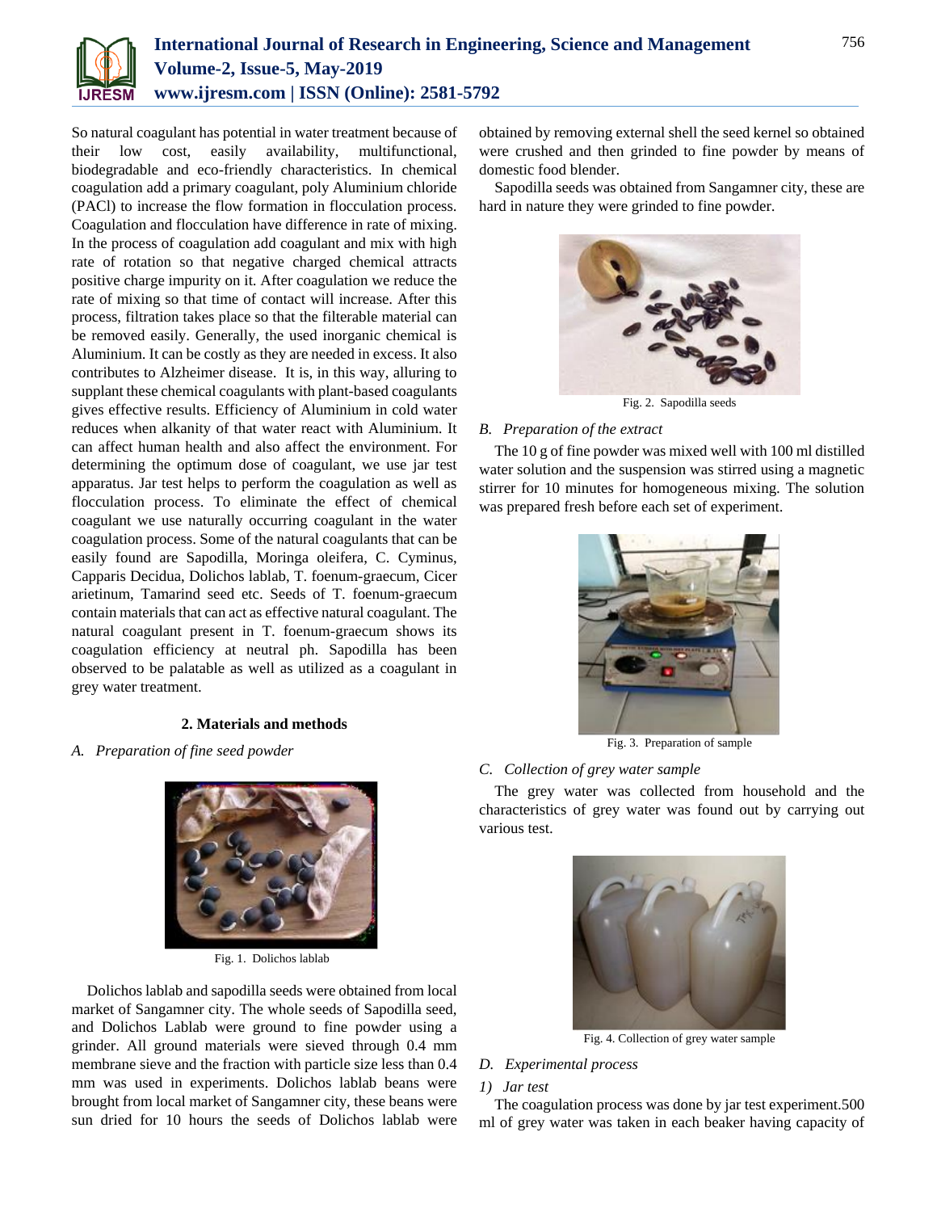So natural coagulant has potential in water treatment because of their low cost, easily availability, multifunctional, biodegradable and eco-friendly characteristics. In chemical coagulation add a primary coagulant, poly Aluminium chloride (PACl) to increase the flow formation in flocculation process. Coagulation and flocculation have difference in rate of mixing. In the process of coagulation add coagulant and mix with high rate of rotation so that negative charged chemical attracts positive charge impurity on it. After coagulation we reduce the rate of mixing so that time of contact will increase. After this process, filtration takes place so that the filterable material can be removed easily. Generally, the used inorganic chemical is Aluminium. It can be costly as they are needed in excess. It also contributes to Alzheimer disease. It is, in this way, alluring to supplant these chemical coagulants with plant-based coagulants gives effective results. Efficiency of Aluminium in cold water reduces when alkanity of that water react with Aluminium. It can affect human health and also affect the environment. For determining the optimum dose of coagulant, we use jar test apparatus. Jar test helps to perform the coagulation as well as flocculation process. To eliminate the effect of chemical coagulant we use naturally occurring coagulant in the water coagulation process. Some of the natural coagulants that can be easily found are Sapodilla, Moringa oleifera, C. Cyminus, Capparis Decidua, Dolichos lablab, T. foenum-graecum, Cicer arietinum, Tamarind seed etc. Seeds of T. foenum-graecum contain materials that can act as effective natural coagulant. The natural coagulant present in T. foenum-graecum shows its coagulation efficiency at neutral ph. Sapodilla has been observed to be palatable as well as utilized as a coagulant in grey water treatment.

## 2. Materials and methods

### A. Preparation of fine seed powder

Fig. 1. Dolichos lablab

Dolichos lablab and sapodilla seeds were obtained from local market of Sangamner city. The whole seeds of Sapodilla seed, and Dolichos Lablab were ground to fine powder using a grinder. All ground materials were sieved through 0.4 mm membrane sieve and the fraction with particle size less than 0.4 mm was used in experiments. Dolichos lablab beans were brought from local market of Sangamner city, these beans were sun dried for 10 hours the seeds of Dolichos lablab were obtained by removing external shell the seed kernel so obtained were crushed and then grinded to fine powder by means of domestic food blender.

Sapodilla seeds was obtained from Sangamner city, these are hard in nature they were grinded to fine powder.

Fig. 2. Sapodilla seeds

### B. Preparation of the extract

The 10 g of fine powder was mixed well with 100 ml distilled water solution and the suspension was stirred using a magnetic stirrer for 10 minutes for homogeneous mixing. The solution was prepared fresh before each set of experiment.

Fig. 3. Preparation of sample

### C. Collection of grey water sample

The grey water was collected from household and the characteristics of grey water was found out by carrying out various test.

Fig. 4. Collection of grey water sample

### D. Experimental process

#### 1) Jar test

The coagulation process was done by jar test experiment.500 ml of grey water was taken in each beaker having capacity of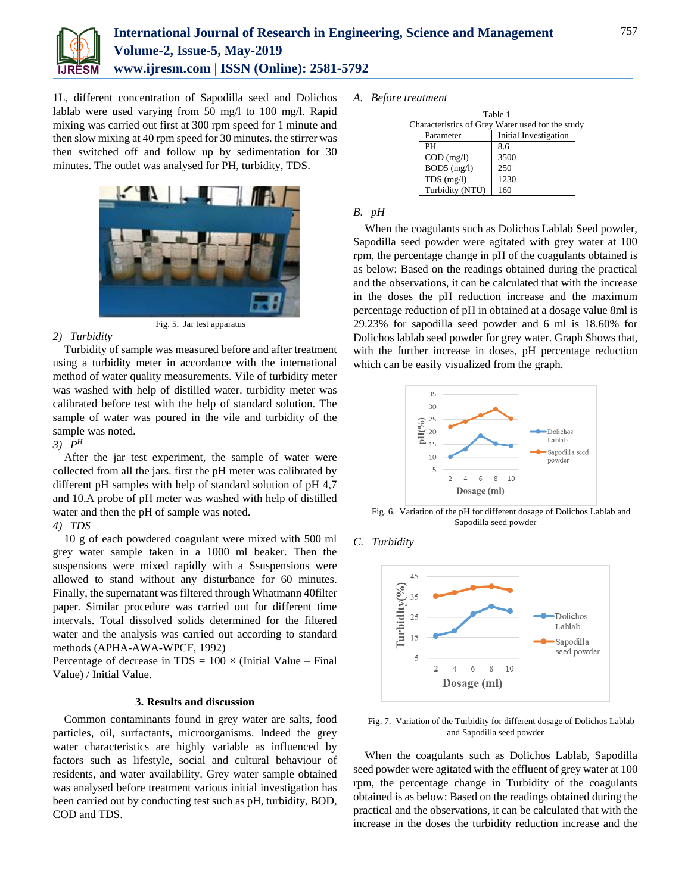1L, different concentration of Sapodilla seed and Dolichos lablab were used varying from 50 mg/l to 100 mg/l. Rapid mixing was carried out first at 300 rpm speed for 1 minute and then slow mixing at 40 rpm speed for 30 minutes. the stirrer was then switched off and follow up by sedimentation for 30 minutes. The outlet was analysed for PH, turbidity, TDS.

Fig. 5. Jar test apparatus

*2) Turbidity*

Turbidity of sample was measured before and after treatment using a turbidity meter in accordance with the international method of water quality measurements. Vile of turbidity meter was washed with help of distilled water. turbidity meter was calibrated before test with the help of standard solution. The sample of water was poured in the vile and turbidity of the sample was noted.

*3) $P^H$*

After the jar test experiment, the sample of water were collected from all the jars. first the pH meter was calibrated by different pH samples with help of standard solution of pH 4,7 and 10.A probe of pH meter was washed with help of distilled water and then the pH of sample was noted.

*4) TDS*

10 g of each powdered coagulant were mixed with 500 ml grey water sample taken in a 1000 ml beaker. Then the suspensions were mixed rapidly with a Ssuspensions were allowed to stand without any disturbance for 60 minutes. Finally, the supernatant was filtered through Whatmann 40filter paper. Similar procedure was carried out for different time intervals. Total dissolved solids determined for the filtered water and the analysis was carried out according to standard methods (APHA-AWA-WPCF, 1992)

Percentage of decrease in TDS = 100 × (Initial Value – Final Value) / Initial Value.

## 3. Results and discussion

Common contaminants found in grey water are salts, food particles, oil, surfactants, microorganisms. Indeed the grey water characteristics are highly variable as influenced by factors such as lifestyle, social and cultural behaviour of residents, and water availability. Grey water sample obtained was analysed before treatment various initial investigation has been carried out by conducting test such as pH, turbidity, BOD, COD and TDS.

### *A. Before treatment*

Table 1
Characteristics of Grey Water used for the study

| Parameter | Initial Investigation |
|---|---|
| PH | 8.6 |
| COD (mg/l) | 3500 |
| BOD5 (mg/l) | 250 |
| TDS (mg/l) | 1230 |
| Turbidity (NTU) | 160 |

### *B. pH*

When the coagulants such as Dolichos Lablab Seed powder, Sapodilla seed powder were agitated with grey water at 100 rpm, the percentage change in pH of the coagulants obtained is as below: Based on the readings obtained during the practical and the observations, it can be calculated that with the increase in the doses the pH reduction increase and the maximum percentage reduction of pH in obtained at a dosage value 8ml is 29.23% for sapodilla seed powder and 6 ml is 18.60% for Dolichos lablab seed powder for grey water. Graph Shows that, with the further increase in doses, pH percentage reduction which can be easily visualized from the graph.

Fig. 6. Variation of the pH for different dosage of Dolichos Lablab and Sapodilla seed powder

### *C. Turbidity*

Fig. 7. Variation of the Turbidity for different dosage of Dolichos Lablab and Sapodilla seed powder

When the coagulants such as Dolichos Lablab, Sapodilla seed powder were agitated with the effluent of grey water at 100 rpm, the percentage change in Turbidity of the coagulants obtained is as below: Based on the readings obtained during the practical and the observations, it can be calculated that with the increase in the doses the turbidity reduction increase and the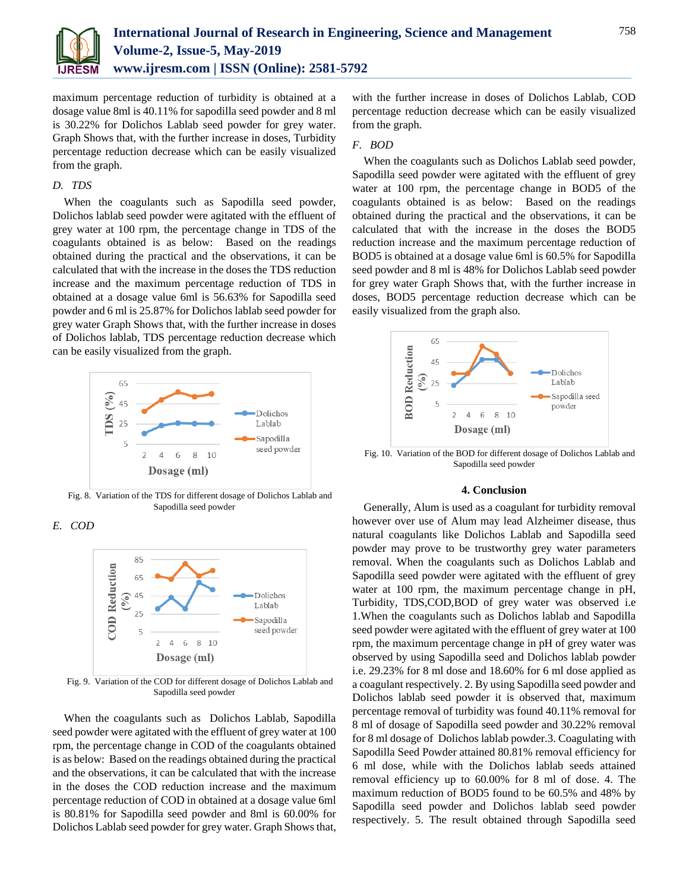maximum percentage reduction of turbidity is obtained at a dosage value 8ml is 40.11% for sapodilla seed powder and 8 ml is 30.22% for Dolichos Lablab seed powder for grey water. Graph Shows that, with the further increase in doses, Turbidity percentage reduction decrease which can be easily visualized from the graph.

### *D. TDS*

When the coagulants such as Sapodilla seed powder, Dolichos lablab seed powder were agitated with the effluent of grey water at 100 rpm, the percentage change in TDS of the coagulants obtained is as below: Based on the readings obtained during the practical and the observations, it can be calculated that with the increase in the doses the TDS reduction increase and the maximum percentage reduction of TDS in obtained at a dosage value 6ml is 56.63% for Sapodilla seed powder and 6 ml is 25.87% for Dolichos lablab seed powder for grey water Graph Shows that, with the further increase in doses of Dolichos lablab, TDS percentage reduction decrease which can be easily visualized from the graph.

Fig. 8. Variation of the TDS for different dosage of Dolichos Lablab and Sapodilla seed powder

### *E. COD*

Fig. 9. Variation of the COD for different dosage of Dolichos Lablab and Sapodilla seed powder

When the coagulants such as Dolichos Lablab, Sapodilla seed powder were agitated with the effluent of grey water at 100 rpm, the percentage change in COD of the coagulants obtained is as below: Based on the readings obtained during the practical and the observations, it can be calculated that with the increase in the doses the COD reduction increase and the maximum percentage reduction of COD in obtained at a dosage value 6ml is 80.81% for Sapodilla seed powder and 8ml is 60.00% for Dolichos Lablab seed powder for grey water. Graph Shows that, with the further increase in doses of Dolichos Lablab, COD percentage reduction decrease which can be easily visualized from the graph.

### *F. BOD*

When the coagulants such as Dolichos Lablab seed powder, Sapodilla seed powder were agitated with the effluent of grey water at 100 rpm, the percentage change in BOD5 of the coagulants obtained is as below: Based on the readings obtained during the practical and the observations, it can be calculated that with the increase in the doses the BOD5 reduction increase and the maximum percentage reduction of BOD5 is obtained at a dosage value 6ml is 60.5% for Sapodilla seed powder and 8 ml is 48% for Dolichos Lablab seed powder for grey water Graph Shows that, with the further increase in doses, BOD5 percentage reduction decrease which can be easily visualized from the graph also.

Fig. 10. Variation of the BOD for different dosage of Dolichos Lablab and Sapodilla seed powder

## 4. Conclusion

Generally, Alum is used as a coagulant for turbidity removal however over use of Alum may lead Alzheimer disease, thus natural coagulants like Dolichos Lablab and Sapodilla seed powder may prove to be trustworthy grey water parameters removal. When the coagulants such as Dolichos Lablab and Sapodilla seed powder were agitated with the effluent of grey water at 100 rpm, the maximum percentage change in pH, Turbidity, TDS,COD,BOD of grey water was observed i.e 1.When the coagulants such as Dolichos lablab and Sapodilla seed powder were agitated with the effluent of grey water at 100 rpm, the maximum percentage change in pH of grey water was observed by using Sapodilla seed and Dolichos lablab powder i.e. 29.23% for 8 ml dose and 18.60% for 6 ml dose applied as a coagulant respectively. 2. By using Sapodilla seed powder and Dolichos lablab seed powder it is observed that, maximum percentage removal of turbidity was found 40.11% removal for 8 ml of dosage of Sapodilla seed powder and 30.22% removal for 8 ml dosage of Dolichos lablab powder.3. Coagulating with Sapodilla Seed Powder attained 80.81% removal efficiency for 6 ml dose, while with the Dolichos lablab seeds attained removal efficiency up to 60.00% for 8 ml of dose. 4. The maximum reduction of BOD5 found to be 60.5% and 48% by Sapodilla seed powder and Dolichos lablab seed powder respectively. 5. The result obtained through Sapodilla seed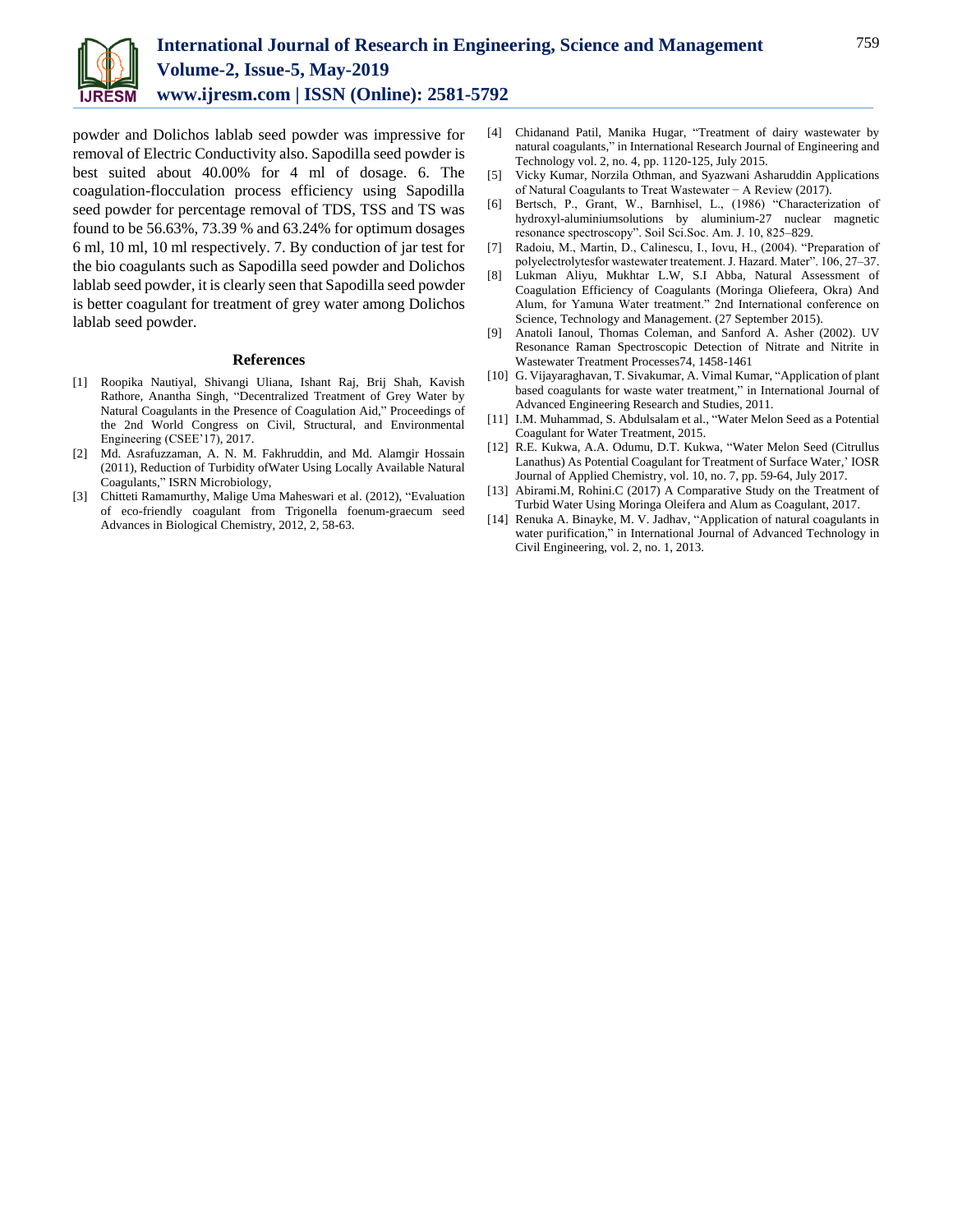powder and Dolichos lablab seed powder was impressive for removal of Electric Conductivity also. Sapodilla seed powder is best suited about 40.00% for 4 ml of dosage. 6. The coagulation-flocculation process efficiency using Sapodilla seed powder for percentage removal of TDS, TSS and TS was found to be 56.63%, 73.39 % and 63.24% for optimum dosages 6 ml, 10 ml, 10 ml respectively. 7. By conduction of jar test for the bio coagulants such as Sapodilla seed powder and Dolichos lablab seed powder, it is clearly seen that Sapodilla seed powder is better coagulant for treatment of grey water among Dolichos lablab seed powder.

## References

[1] Roopika Nautiyal, Shivangi Uliana, Ishant Raj, Brij Shah, Kavish Rathore, Anantha Singh, "Decentralized Treatment of Grey Water by Natural Coagulants in the Presence of Coagulation Aid," Proceedings of the 2nd World Congress on Civil, Structural, and Environmental Engineering (CSEE'17), 2017.

[2] Md. Asrafuzzaman, A. N. M. Fakhruddin, and Md. Alamgir Hossain (2011), Reduction of Turbidity ofWater Using Locally Available Natural Coagulants," ISRN Microbiology,

[3] Chitteti Ramamurthy, Malige Uma Maheswari et al. (2012), "Evaluation of eco-friendly coagulant from Trigonella foenum-graecum seed Advances in Biological Chemistry, 2012, 2, 58-63.

[4] Chidanand Patil, Manika Hugar, "Treatment of dairy wastewater by natural coagulants," in International Research Journal of Engineering and Technology vol. 2, no. 4, pp. 1120-125, July 2015.

[5] Vicky Kumar, Norzila Othman, and Syazwani Asharuddin Applications of Natural Coagulants to Treat Wastewater − A Review (2017).

[6] Bertsch, P., Grant, W., Barnhisel, L., (1986) "Characterization of hydroxyl-aluminiumsolutions by aluminium-27 nuclear magnetic resonance spectroscopy". Soil Sci.Soc. Am. J. 10, 825–829.

[7] Radoiu, M., Martin, D., Calinescu, I., Iovu, H., (2004). "Preparation of polyelectrolytesfor wastewater treatement. J. Hazard. Mater". 106, 27–37.

[8] Lukman Aliyu, Mukhtar L.W, S.I Abba, Natural Assessment of Coagulation Efficiency of Coagulants (Moringa Oliefeera, Okra) And Alum, for Yamuna Water treatment." 2nd International conference on Science, Technology and Management. (27 September 2015).

[9] Anatoli Ianoul, Thomas Coleman, and Sanford A. Asher (2002). UV Resonance Raman Spectroscopic Detection of Nitrate and Nitrite in Wastewater Treatment Processes74, 1458-1461

[10] G. Vijayaraghavan, T. Sivakumar, A. Vimal Kumar, "Application of plant based coagulants for waste water treatment," in International Journal of Advanced Engineering Research and Studies, 2011.

[11] I.M. Muhammad, S. Abdulsalam et al., "Water Melon Seed as a Potential Coagulant for Water Treatment, 2015.

[12] R.E. Kukwa, A.A. Odumu, D.T. Kukwa, "Water Melon Seed (Citrullus Lanathus) As Potential Coagulant for Treatment of Surface Water,' IOSR Journal of Applied Chemistry, vol. 10, no. 7, pp. 59-64, July 2017.

[13] Abirami.M, Rohini.C (2017) A Comparative Study on the Treatment of Turbid Water Using Moringa Oleifera and Alum as Coagulant, 2017.

[14] Renuka A. Binayke, M. V. Jadhav, "Application of natural coagulants in water purification," in International Journal of Advanced Technology in Civil Engineering, vol. 2, no. 1, 2013.